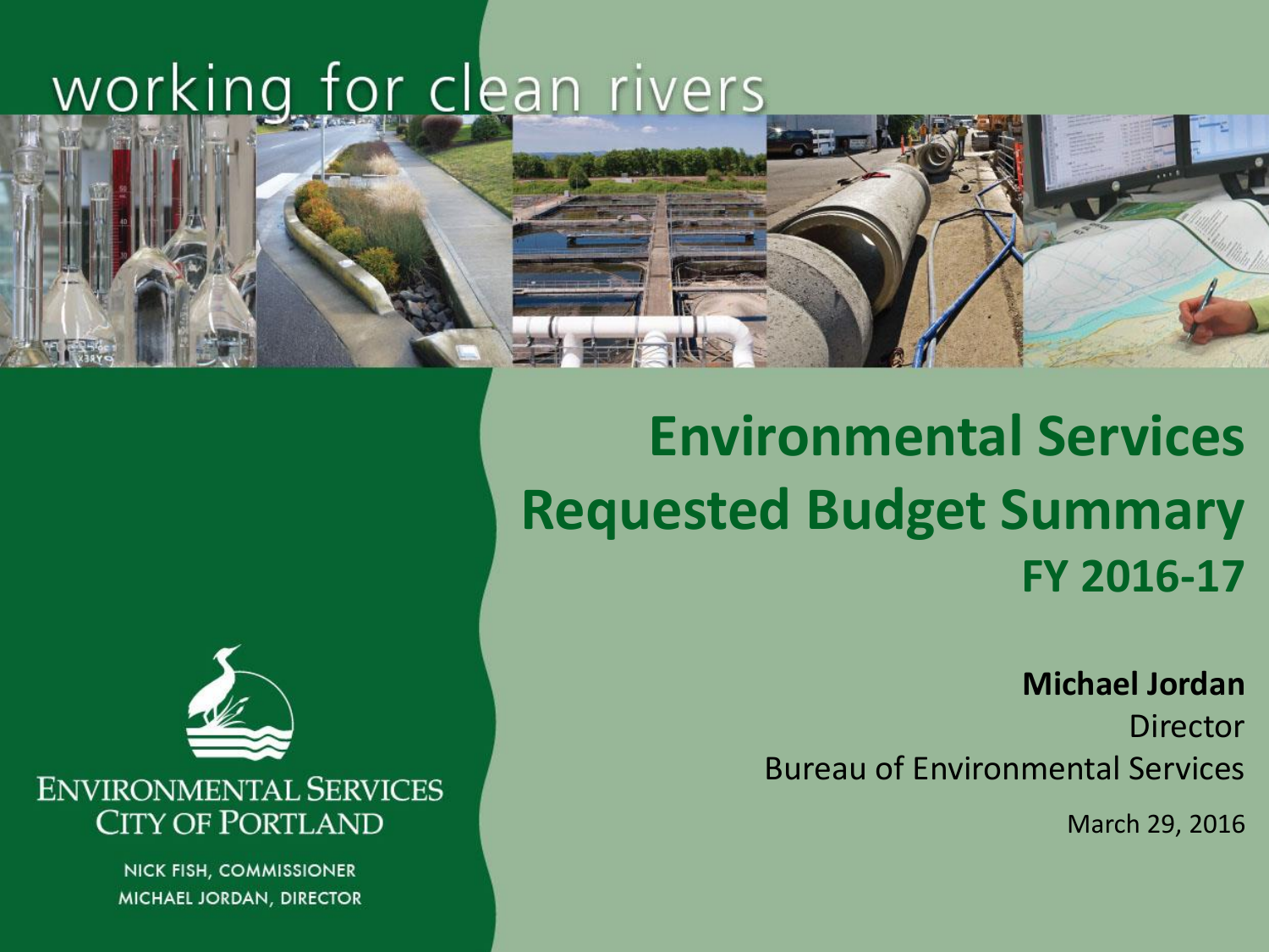working for clean rivers

# Environmental Services Requested Budget Summary

## FY 2016-17

**Michael Jordan**
Director
Bureau of Environmental Services

March 29, 2016

ENVIRONMENTAL SERVICES
CITY OF PORTLAND

NICK FISH, COMMISSIONER
MICHAEL JORDAN, DIRECTOR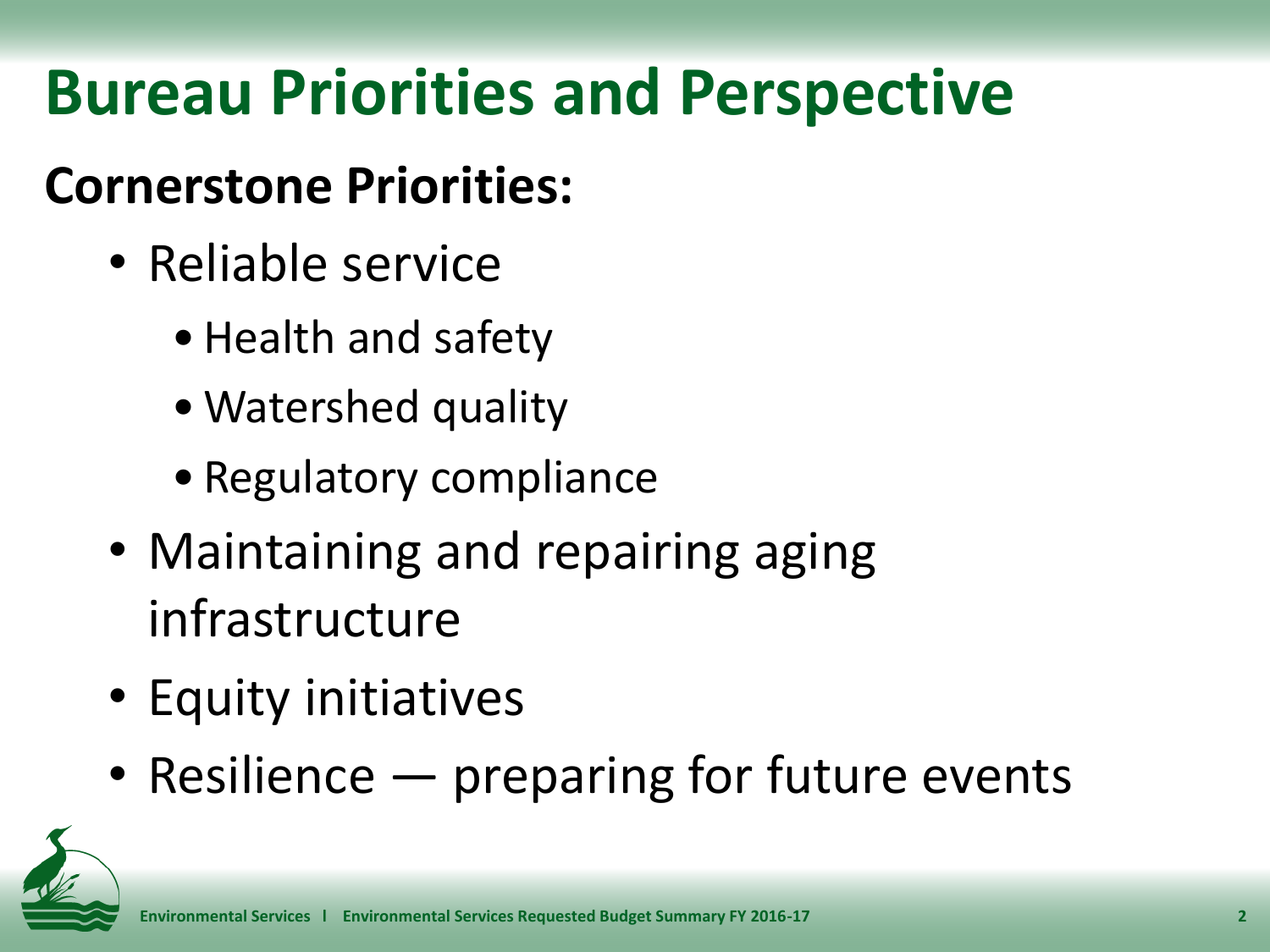# Bureau Priorities and Perspective

**Cornerstone Priorities:**

- Reliable service
  - Health and safety
  - Watershed quality
  - Regulatory compliance
- Maintaining and repairing aging infrastructure
- Equity initiatives
- Resilience — preparing for future events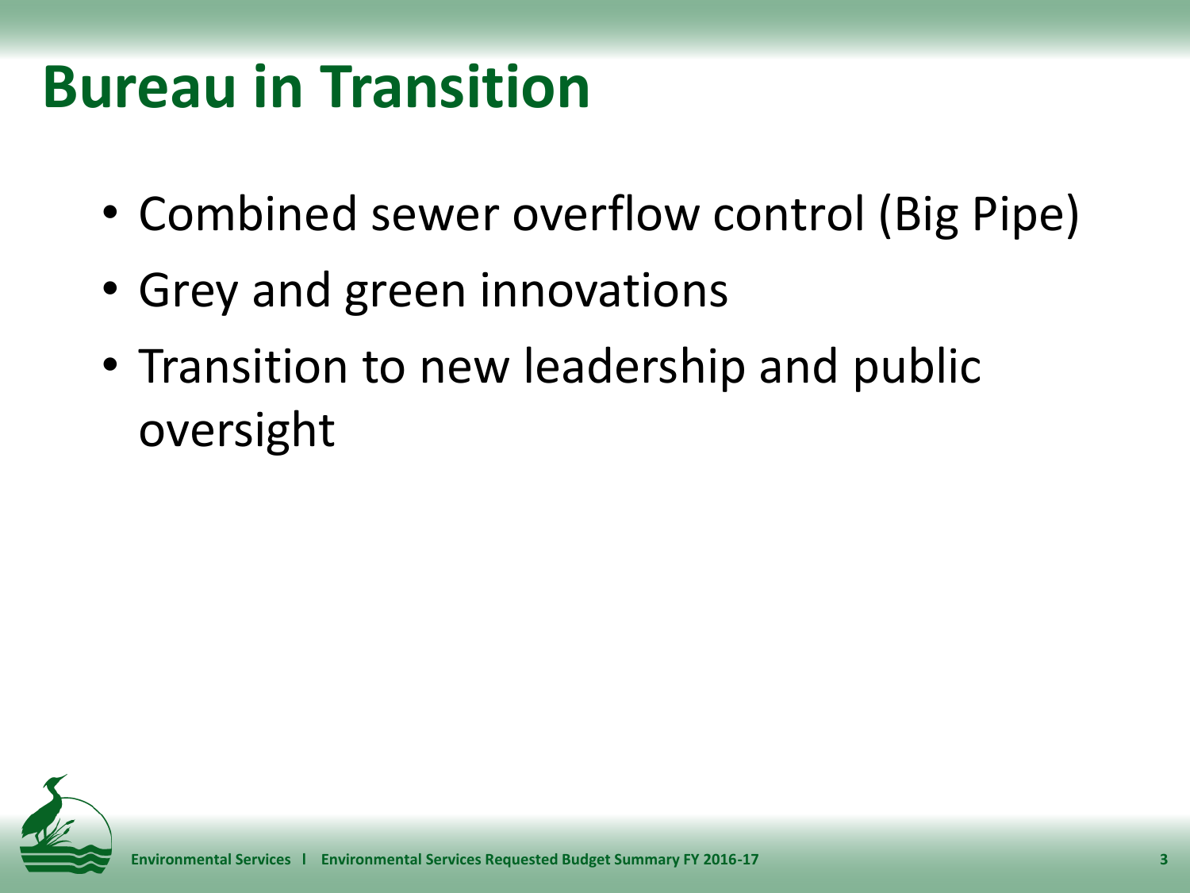# Bureau in Transition

- Combined sewer overflow control (Big Pipe)
- Grey and green innovations
- Transition to new leadership and public oversight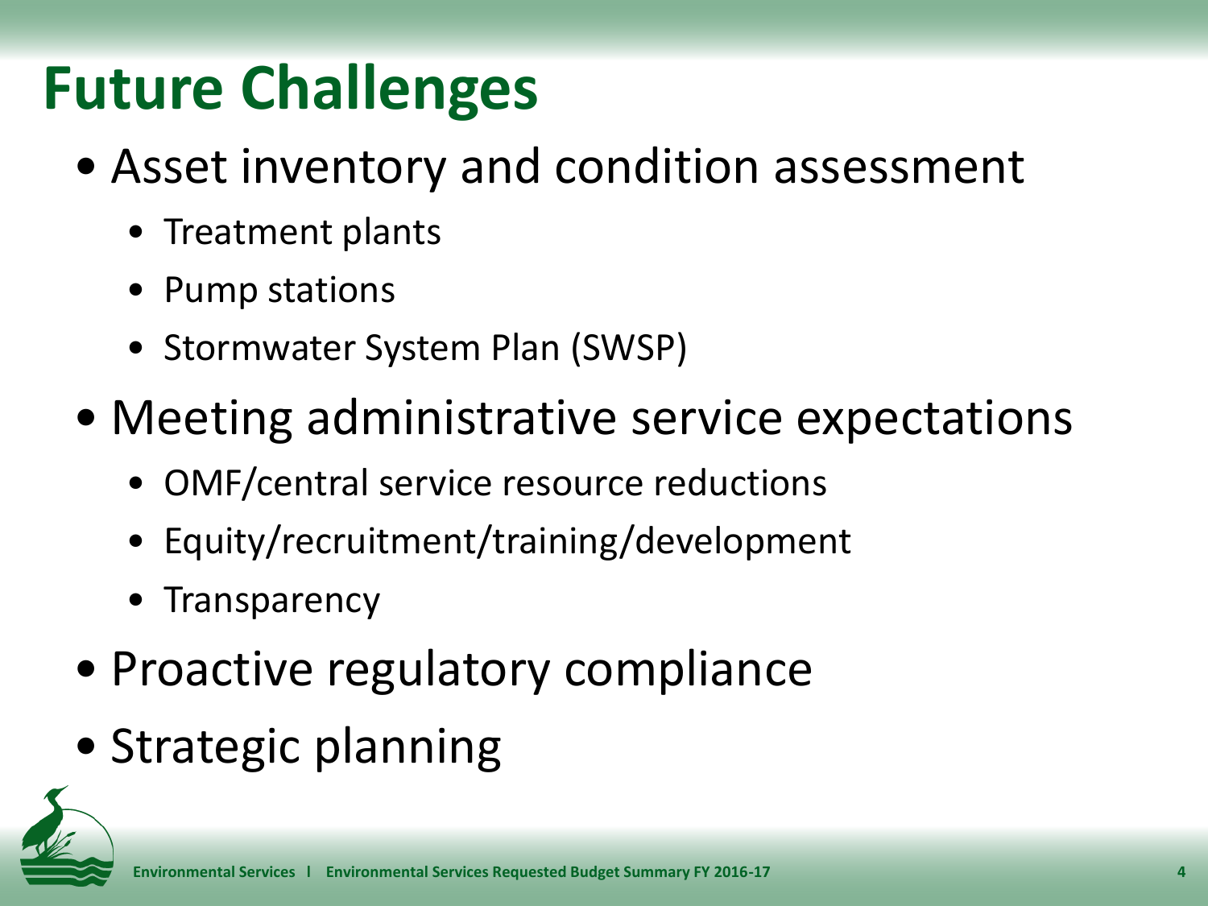# Future Challenges

- Asset inventory and condition assessment
  - Treatment plants
  - Pump stations
  - Stormwater System Plan (SWSP)
- Meeting administrative service expectations
  - OMF/central service resource reductions
  - Equity/recruitment/training/development
  - Transparency
- Proactive regulatory compliance
- Strategic planning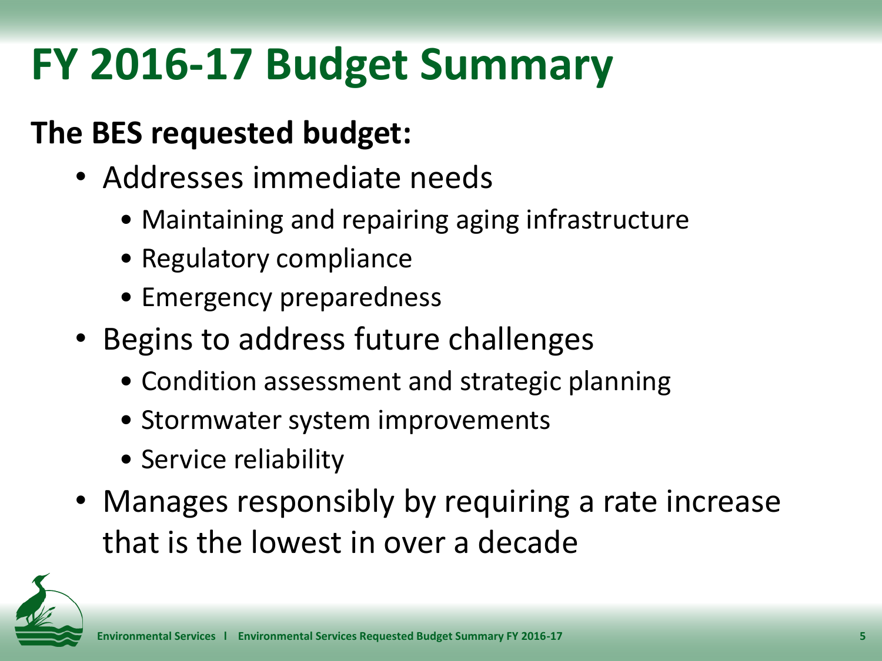# FY 2016-17 Budget Summary

**The BES requested budget:**

- Addresses immediate needs
  - Maintaining and repairing aging infrastructure
  - Regulatory compliance
  - Emergency preparedness
- Begins to address future challenges
  - Condition assessment and strategic planning
  - Stormwater system improvements
  - Service reliability
- Manages responsibly by requiring a rate increase that is the lowest in over a decade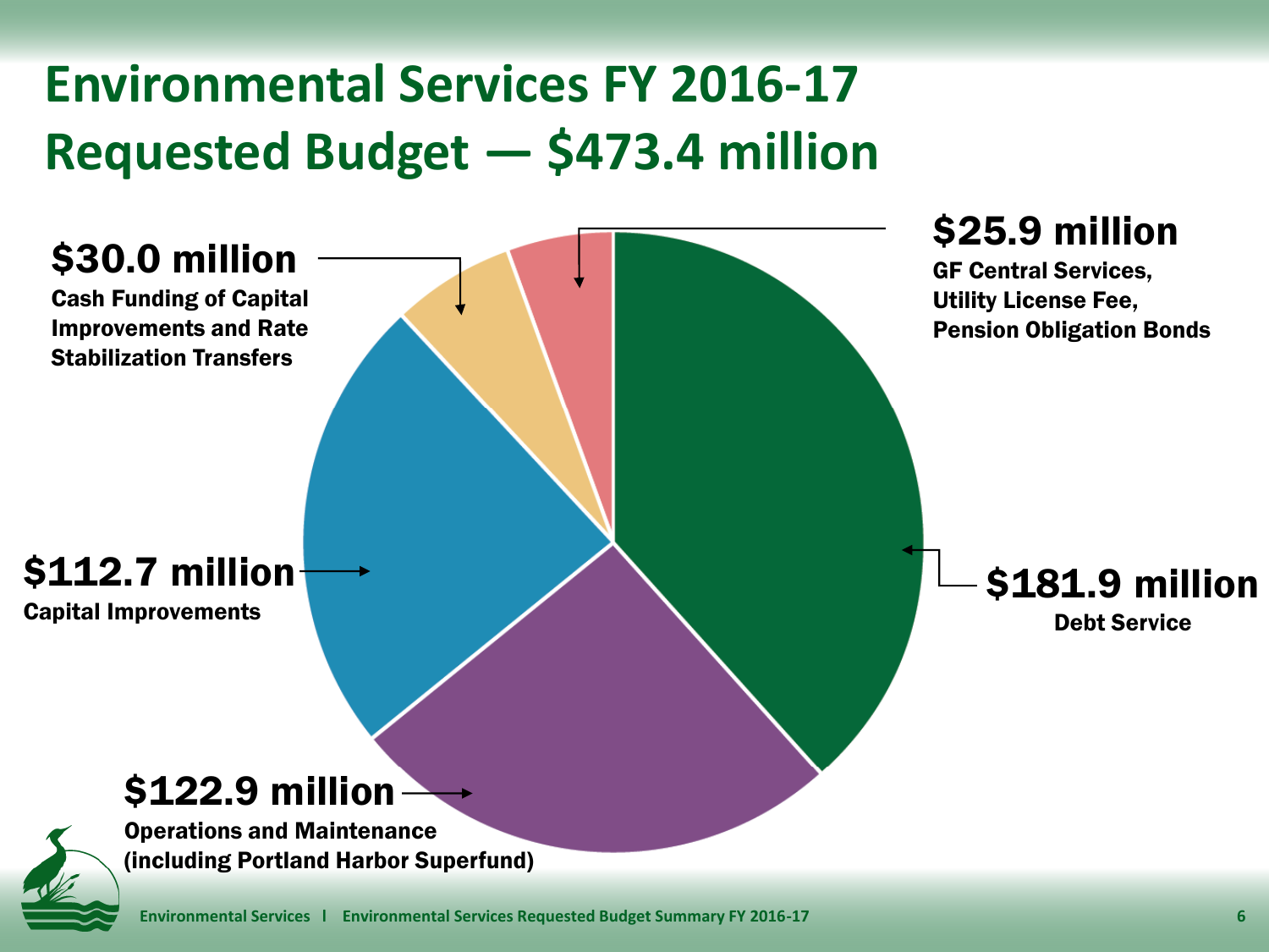# Environmental Services FY 2016-17 Requested Budget — $473.4 million

**$181.9 million**
Debt Service

**$122.9 million**
Operations and Maintenance (including Portland Harbor Superfund)

**$112.7 million**
Capital Improvements

**$30.0 million**
Cash Funding of Capital Improvements and Rate Stabilization Transfers

**$25.9 million**
GF Central Services, Utility License Fee, Pension Obligation Bonds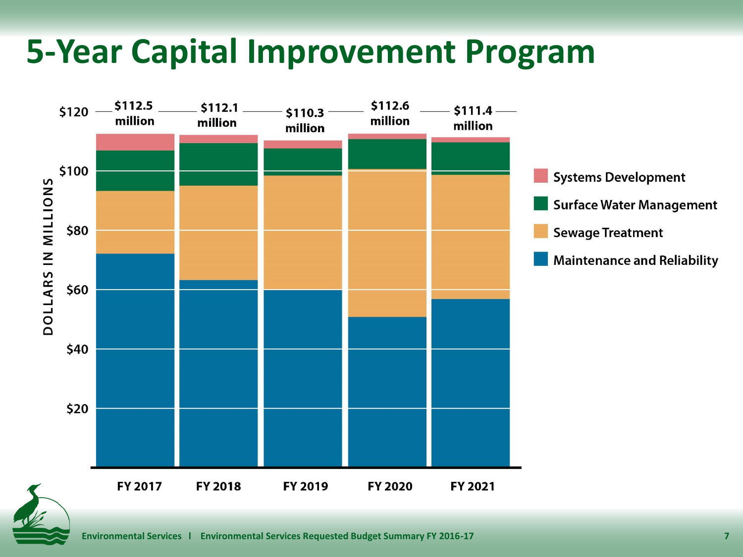# 5-Year Capital Improvement Program

| | FY 2017 | FY 2018 | FY 2019 | FY 2020 | FY 2021 |
|---|---|---|---|---|---|
| Total | $112.5 million | $112.1 million | $110.3 million | $112.6 million | $111.4 million |

Legend: Systems Development; Surface Water Management; Sewage Treatment; Maintenance and Reliability

DOLLARS IN MILLIONS ($20 – $120)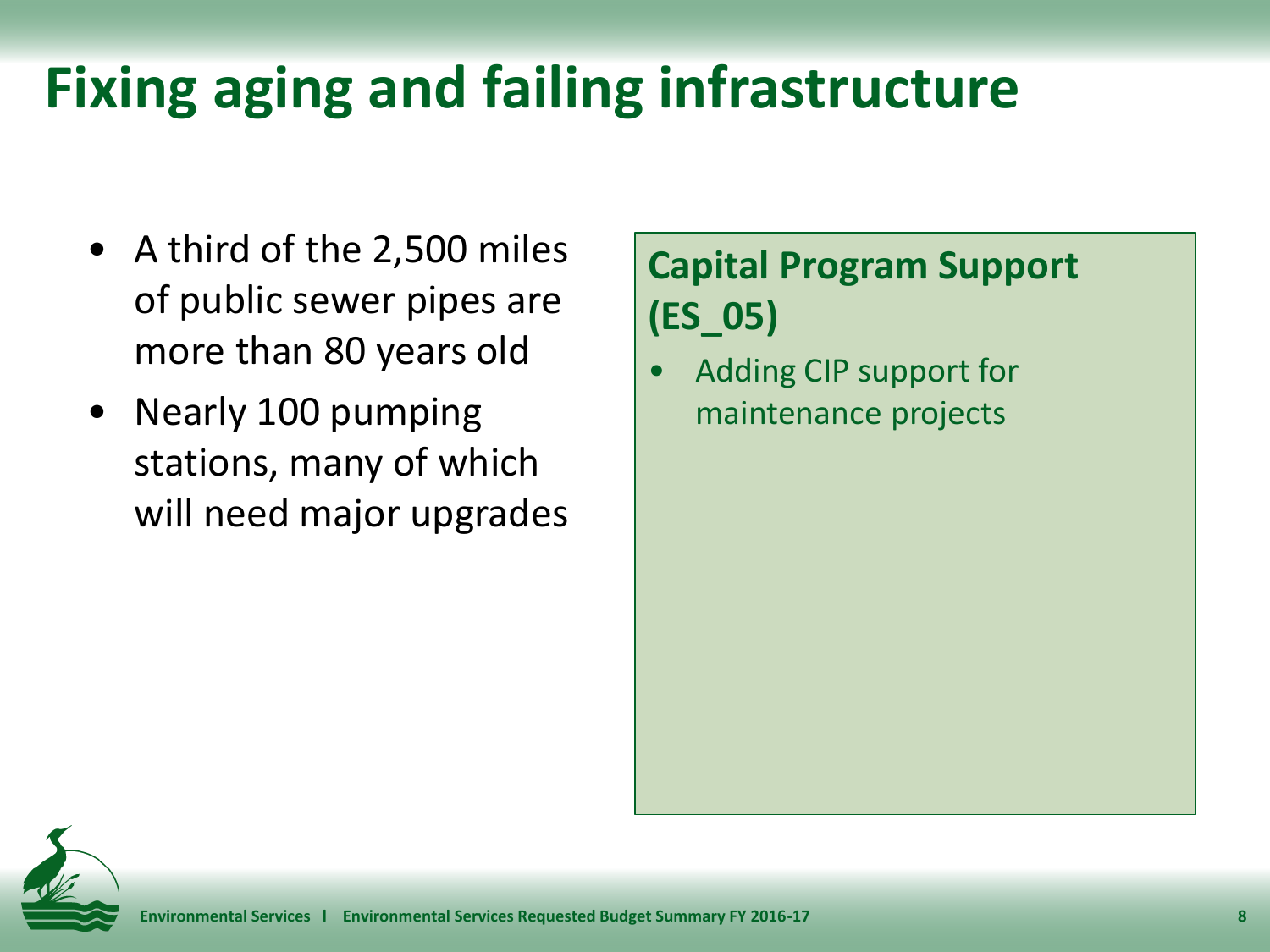# Fixing aging and failing infrastructure

- A third of the 2,500 miles of public sewer pipes are more than 80 years old
- Nearly 100 pumping stations, many of which will need major upgrades

## Capital Program Support (ES_05)

- Adding CIP support for maintenance projects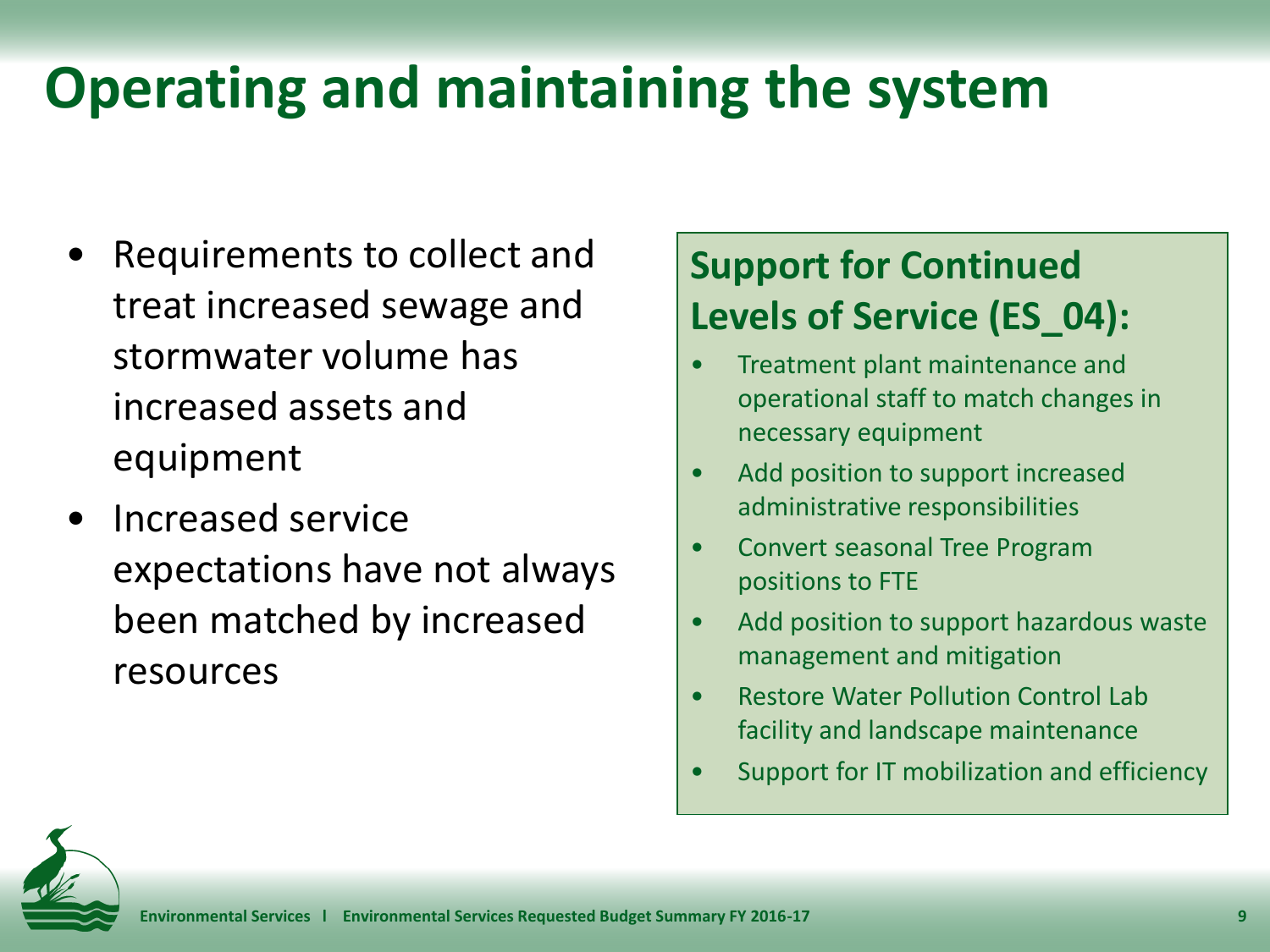# Operating and maintaining the system

- Requirements to collect and treat increased sewage and stormwater volume has increased assets and equipment
- Increased service expectations have not always been matched by increased resources

## Support for Continued Levels of Service (ES_04):

- Treatment plant maintenance and operational staff to match changes in necessary equipment
- Add position to support increased administrative responsibilities
- Convert seasonal Tree Program positions to FTE
- Add position to support hazardous waste management and mitigation
- Restore Water Pollution Control Lab facility and landscape maintenance
- Support for IT mobilization and efficiency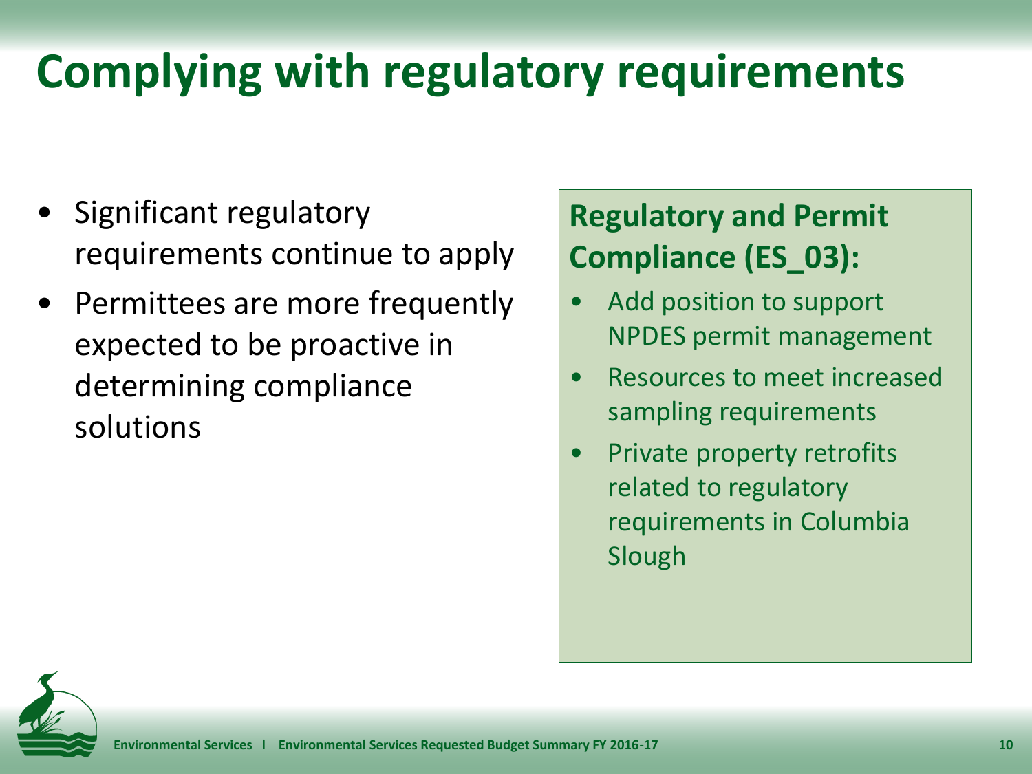# Complying with regulatory requirements

- Significant regulatory requirements continue to apply
- Permittees are more frequently expected to be proactive in determining compliance solutions

**Regulatory and Permit Compliance (ES_03):**

- Add position to support NPDES permit management
- Resources to meet increased sampling requirements
- Private property retrofits related to regulatory requirements in Columbia Slough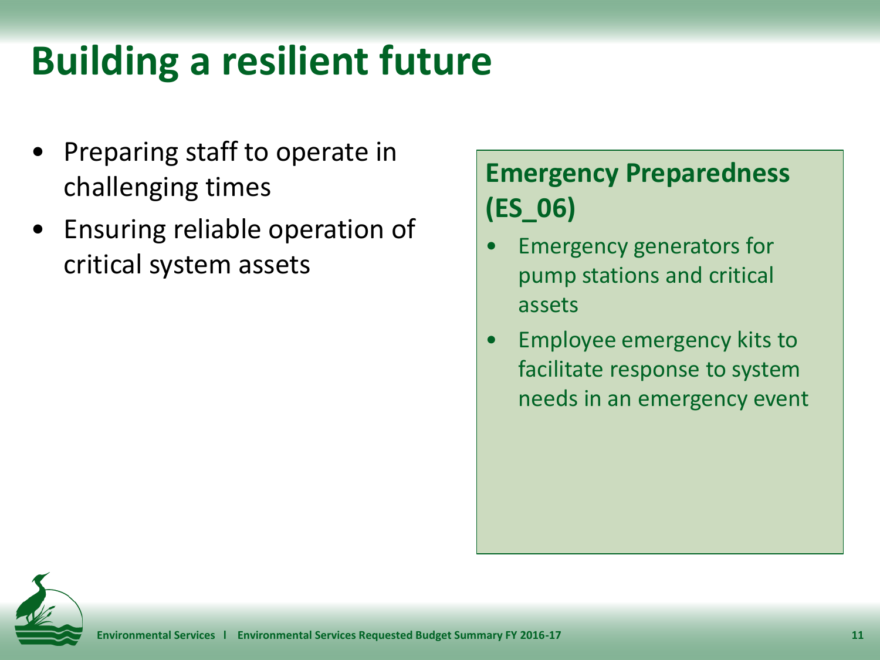# Building a resilient future

- Preparing staff to operate in challenging times
- Ensuring reliable operation of critical system assets

## Emergency Preparedness (ES_06)

- Emergency generators for pump stations and critical assets
- Employee emergency kits to facilitate response to system needs in an emergency event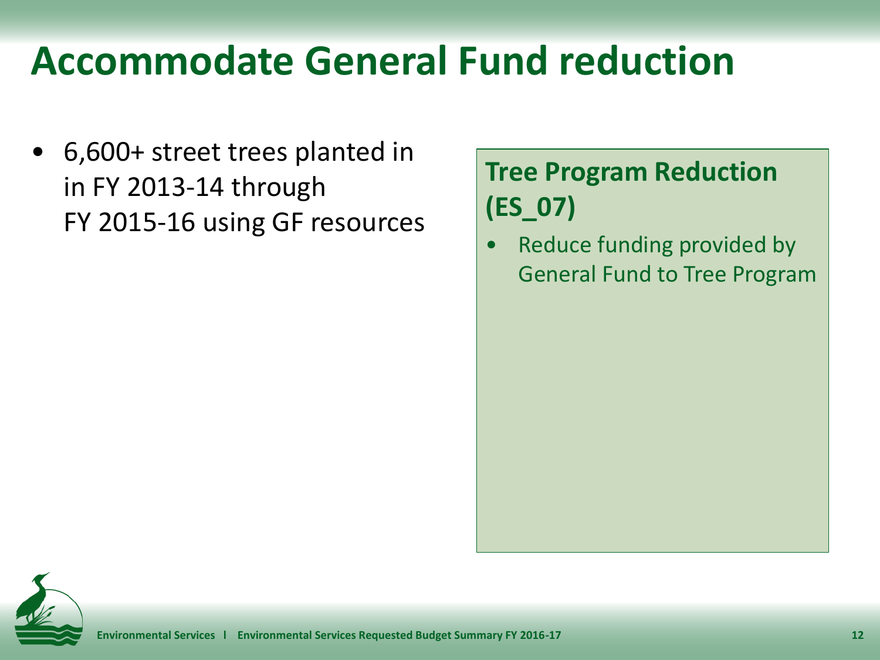# Accommodate General Fund reduction

- 6,600+ street trees planted in in FY 2013-14 through FY 2015-16 using GF resources

## Tree Program Reduction (ES_07)

- Reduce funding provided by General Fund to Tree Program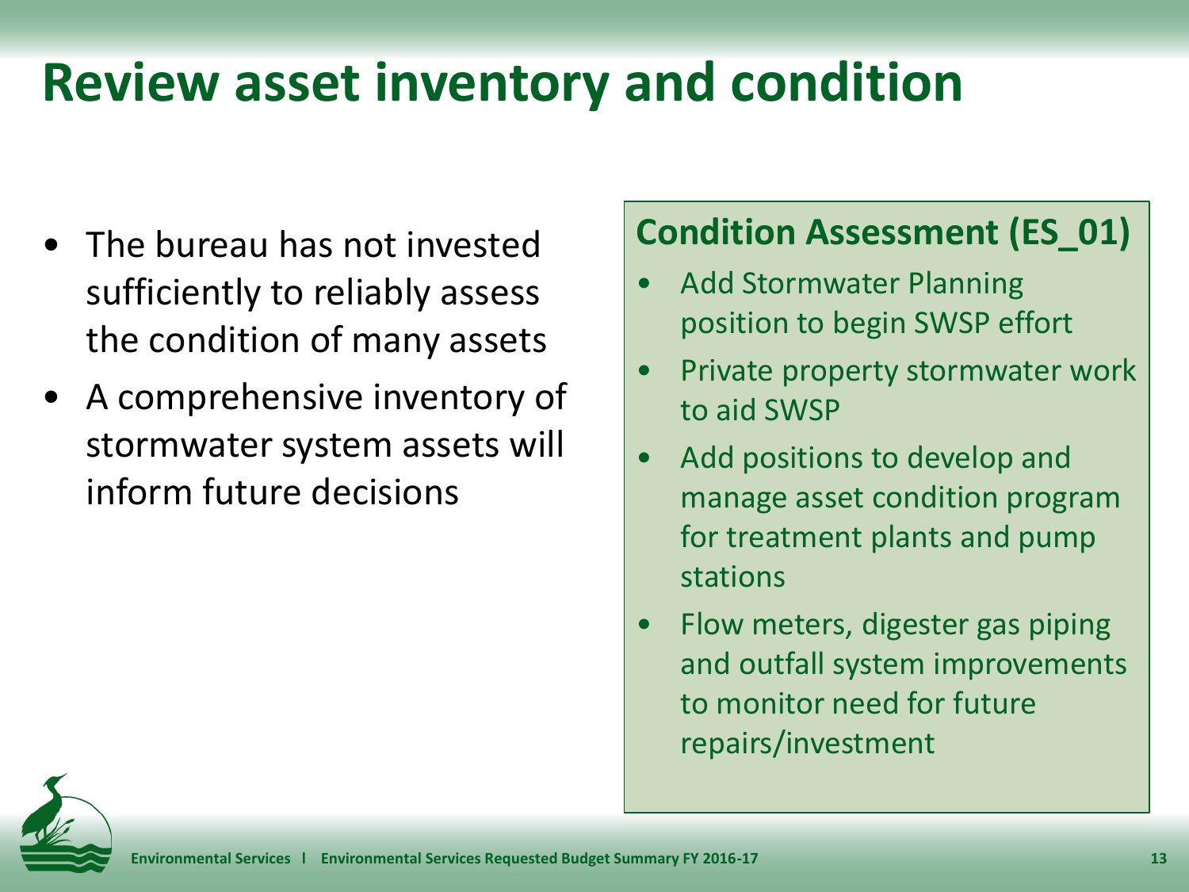# Review asset inventory and condition

- The bureau has not invested sufficiently to reliably assess the condition of many assets
- A comprehensive inventory of stormwater system assets will inform future decisions

## Condition Assessment (ES_01)

- Add Stormwater Planning position to begin SWSP effort
- Private property stormwater work to aid SWSP
- Add positions to develop and manage asset condition program for treatment plants and pump stations
- Flow meters, digester gas piping and outfall system improvements to monitor need for future repairs/investment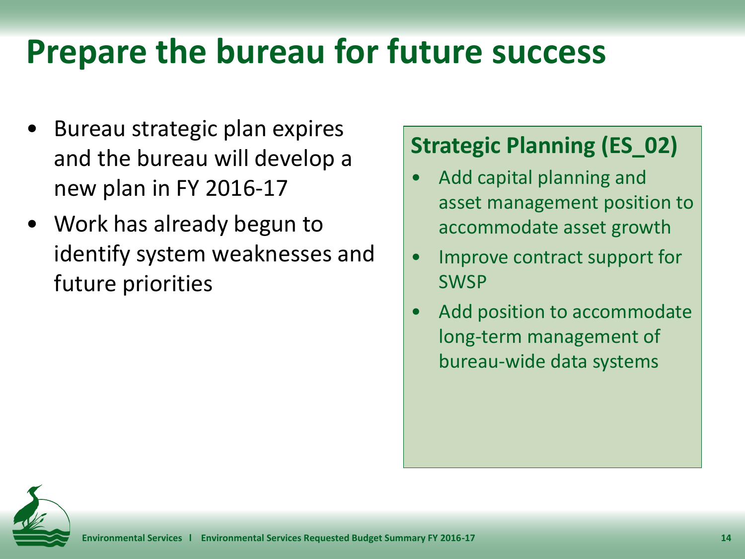# Prepare the bureau for future success

- Bureau strategic plan expires and the bureau will develop a new plan in FY 2016-17
- Work has already begun to identify system weaknesses and future priorities

**Strategic Planning (ES_02)**

- Add capital planning and asset management position to accommodate asset growth
- Improve contract support for SWSP
- Add position to accommodate long-term management of bureau-wide data systems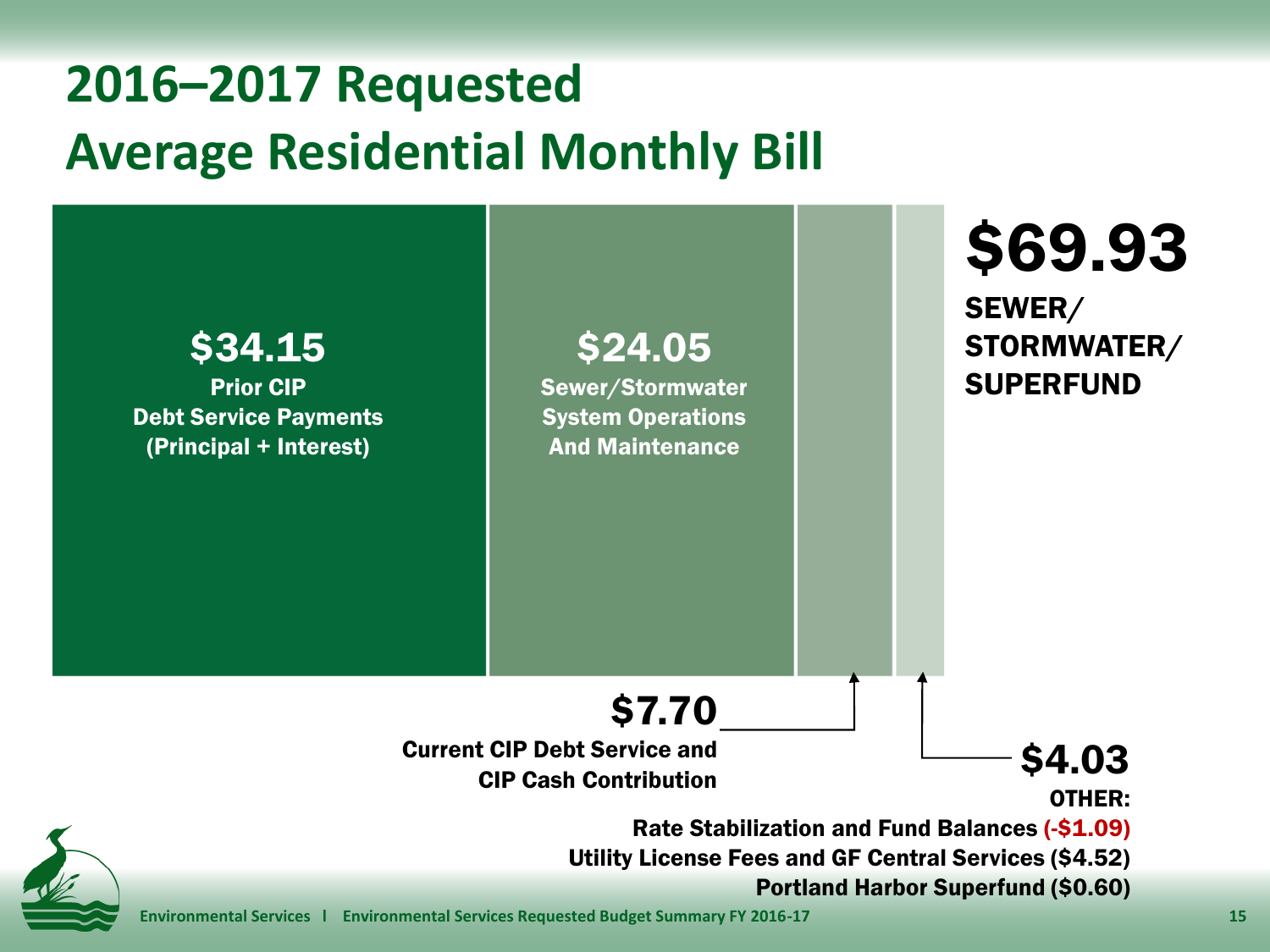# 2016–2017 Requested Average Residential Monthly Bill

**$69.93**
**SEWER/ STORMWATER/ SUPERFUND**

**$34.15**
**Prior CIP Debt Service Payments (Principal + Interest)**

**$24.05**
**Sewer/Stormwater System Operations And Maintenance**

**$7.70**
**Current CIP Debt Service and CIP Cash Contribution**

**$4.03**
**OTHER:**
**Rate Stabilization and Fund Balances (-$1.09)**
**Utility License Fees and GF Central Services ($4.52)**
**Portland Harbor Superfund ($0.60)**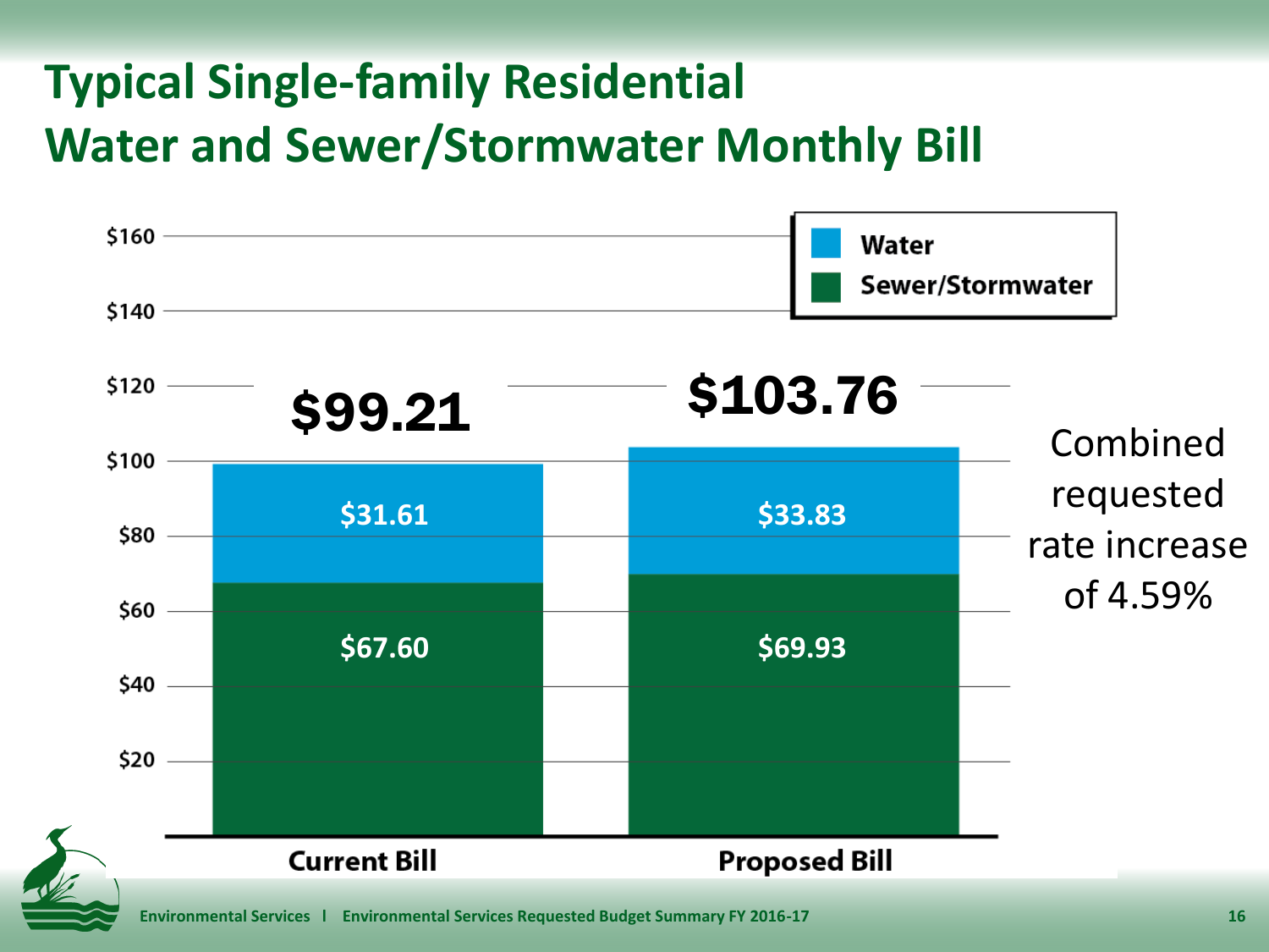# Typical Single-family Residential Water and Sewer/Stormwater Monthly Bill

$160
$140
$120
$100
$80
$60
$40
$20

Water
Sewer/Stormwater

$99.21
$31.61
$67.60
Current Bill

$103.76
$33.83
$69.93
Proposed Bill

Combined requested rate increase of 4.59%